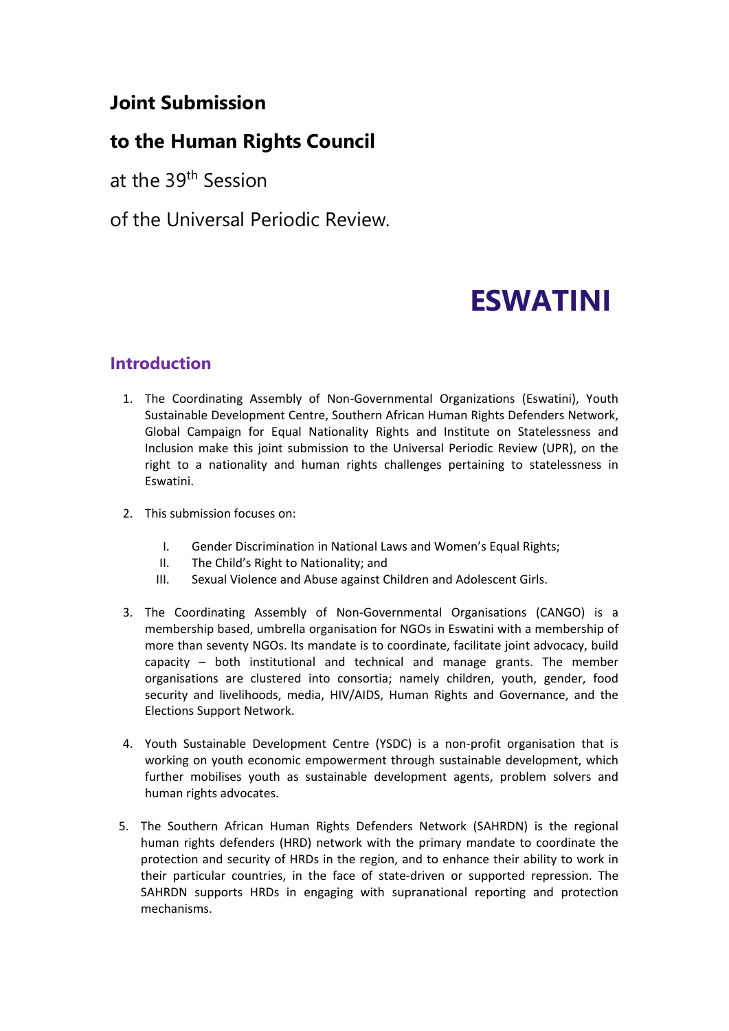# Joint Submission

# to the Human Rights Council

at the 39th Session

of the Universal Periodic Review.

# ESWATINI

## Introduction

1. The Coordinating Assembly of Non-Governmental Organizations (Eswatini), Youth Sustainable Development Centre, Southern African Human Rights Defenders Network, Global Campaign for Equal Nationality Rights and Institute on Statelessness and Inclusion make this joint submission to the Universal Periodic Review (UPR), on the right to a nationality and human rights challenges pertaining to statelessness in Eswatini.

2. This submission focuses on:

   I. Gender Discrimination in National Laws and Women's Equal Rights;
   
   II. The Child's Right to Nationality; and
   
   III. Sexual Violence and Abuse against Children and Adolescent Girls.

3. The Coordinating Assembly of Non-Governmental Organisations (CANGO) is a membership based, umbrella organisation for NGOs in Eswatini with a membership of more than seventy NGOs. Its mandate is to coordinate, facilitate joint advocacy, build capacity – both institutional and technical and manage grants. The member organisations are clustered into consortia; namely children, youth, gender, food security and livelihoods, media, HIV/AIDS, Human Rights and Governance, and the Elections Support Network.

4. Youth Sustainable Development Centre (YSDC) is a non-profit organisation that is working on youth economic empowerment through sustainable development, which further mobilises youth as sustainable development agents, problem solvers and human rights advocates.

5. The Southern African Human Rights Defenders Network (SAHRDN) is the regional human rights defenders (HRD) network with the primary mandate to coordinate the protection and security of HRDs in the region, and to enhance their ability to work in their particular countries, in the face of state-driven or supported repression. The SAHRDN supports HRDs in engaging with supranational reporting and protection mechanisms.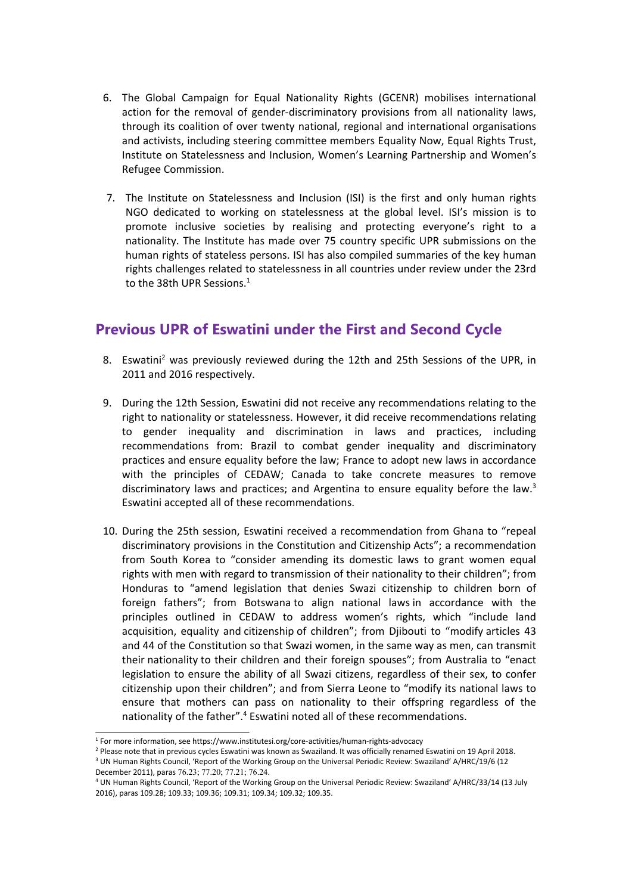6. The Global Campaign for Equal Nationality Rights (GCENR) mobilises international action for the removal of gender-discriminatory provisions from all nationality laws, through its coalition of over twenty national, regional and international organisations and activists, including steering committee members Equality Now, Equal Rights Trust, Institute on Statelessness and Inclusion, Women's Learning Partnership and Women's Refugee Commission.

7. The Institute on Statelessness and Inclusion (ISI) is the first and only human rights NGO dedicated to working on statelessness at the global level. ISI's mission is to promote inclusive societies by realising and protecting everyone's right to a nationality. The Institute has made over 75 country specific UPR submissions on the human rights of stateless persons. ISI has also compiled summaries of the key human rights challenges related to statelessness in all countries under review under the 23rd to the 38th UPR Sessions.[1]

## Previous UPR of Eswatini under the First and Second Cycle

8. Eswatini[2] was previously reviewed during the 12th and 25th Sessions of the UPR, in 2011 and 2016 respectively.

9. During the 12th Session, Eswatini did not receive any recommendations relating to the right to nationality or statelessness. However, it did receive recommendations relating to gender inequality and discrimination in laws and practices, including recommendations from: Brazil to combat gender inequality and discriminatory practices and ensure equality before the law; France to adopt new laws in accordance with the principles of CEDAW; Canada to take concrete measures to remove discriminatory laws and practices; and Argentina to ensure equality before the law.[3] Eswatini accepted all of these recommendations.

10. During the 25th session, Eswatini received a recommendation from Ghana to "repeal discriminatory provisions in the Constitution and Citizenship Acts"; a recommendation from South Korea to "consider amending its domestic laws to grant women equal rights with men with regard to transmission of their nationality to their children"; from Honduras to "amend legislation that denies Swazi citizenship to children born of foreign fathers"; from Botswana to align national laws in accordance with the principles outlined in CEDAW to address women's rights, which "include land acquisition, equality and citizenship of children"; from Djibouti to "modify articles 43 and 44 of the Constitution so that Swazi women, in the same way as men, can transmit their nationality to their children and their foreign spouses"; from Australia to "enact legislation to ensure the ability of all Swazi citizens, regardless of their sex, to confer citizenship upon their children"; and from Sierra Leone to "modify its national laws to ensure that mothers can pass on nationality to their offspring regardless of the nationality of the father".[4] Eswatini noted all of these recommendations.

---

[1] For more information, see https://www.institutesi.org/core-activities/human-rights-advocacy

[2] Please note that in previous cycles Eswatini was known as Swaziland. It was officially renamed Eswatini on 19 April 2018.

[3] UN Human Rights Council, 'Report of the Working Group on the Universal Periodic Review: Swaziland' A/HRC/19/6 (12 December 2011), paras 76.23; 77.20; 77.21; 76.24.

[4] UN Human Rights Council, 'Report of the Working Group on the Universal Periodic Review: Swaziland' A/HRC/33/14 (13 July 2016), paras 109.28; 109.33; 109.36; 109.31; 109.34; 109.32; 109.35.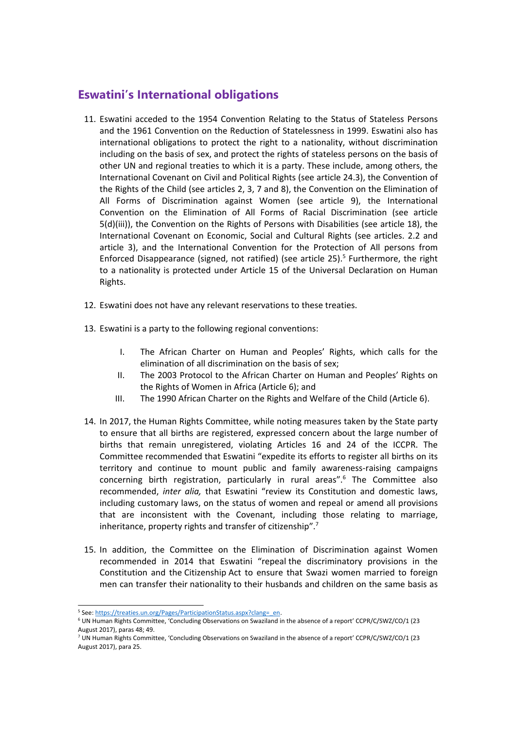## Eswatini's International obligations

11. Eswatini acceded to the 1954 Convention Relating to the Status of Stateless Persons and the 1961 Convention on the Reduction of Statelessness in 1999. Eswatini also has international obligations to protect the right to a nationality, without discrimination including on the basis of sex, and protect the rights of stateless persons on the basis of other UN and regional treaties to which it is a party. These include, among others, the International Covenant on Civil and Political Rights (see article 24.3), the Convention of the Rights of the Child (see articles 2, 3, 7 and 8), the Convention on the Elimination of All Forms of Discrimination against Women (see article 9), the International Convention on the Elimination of All Forms of Racial Discrimination (see article 5(d)(iii)), the Convention on the Rights of Persons with Disabilities (see article 18), the International Covenant on Economic, Social and Cultural Rights (see articles. 2.2 and article 3), and the International Convention for the Protection of All persons from Enforced Disappearance (signed, not ratified) (see article 25).[5] Furthermore, the right to a nationality is protected under Article 15 of the Universal Declaration on Human Rights.

12. Eswatini does not have any relevant reservations to these treaties.

13. Eswatini is a party to the following regional conventions:

    I. The African Charter on Human and Peoples' Rights, which calls for the elimination of all discrimination on the basis of sex;
    II. The 2003 Protocol to the African Charter on Human and Peoples' Rights on the Rights of Women in Africa (Article 6); and
    III. The 1990 African Charter on the Rights and Welfare of the Child (Article 6).

14. In 2017, the Human Rights Committee, while noting measures taken by the State party to ensure that all births are registered, expressed concern about the large number of births that remain unregistered, violating Articles 16 and 24 of the ICCPR. The Committee recommended that Eswatini "expedite its efforts to register all births on its territory and continue to mount public and family awareness-raising campaigns concerning birth registration, particularly in rural areas".[6] The Committee also recommended, *inter alia,* that Eswatini "review its Constitution and domestic laws, including customary laws, on the status of women and repeal or amend all provisions that are inconsistent with the Covenant, including those relating to marriage, inheritance, property rights and transfer of citizenship".[7]

15. In addition, the Committee on the Elimination of Discrimination against Women recommended in 2014 that Eswatini "repeal the discriminatory provisions in the Constitution and the Citizenship Act to ensure that Swazi women married to foreign men can transfer their nationality to their husbands and children on the same basis as

---

[5] See: https://treaties.un.org/Pages/ParticipationStatus.aspx?clang=_en.

[6] UN Human Rights Committee, 'Concluding Observations on Swaziland in the absence of a report' CCPR/C/SWZ/CO/1 (23 August 2017), paras 48; 49.

[7] UN Human Rights Committee, 'Concluding Observations on Swaziland in the absence of a report' CCPR/C/SWZ/CO/1 (23 August 2017), para 25.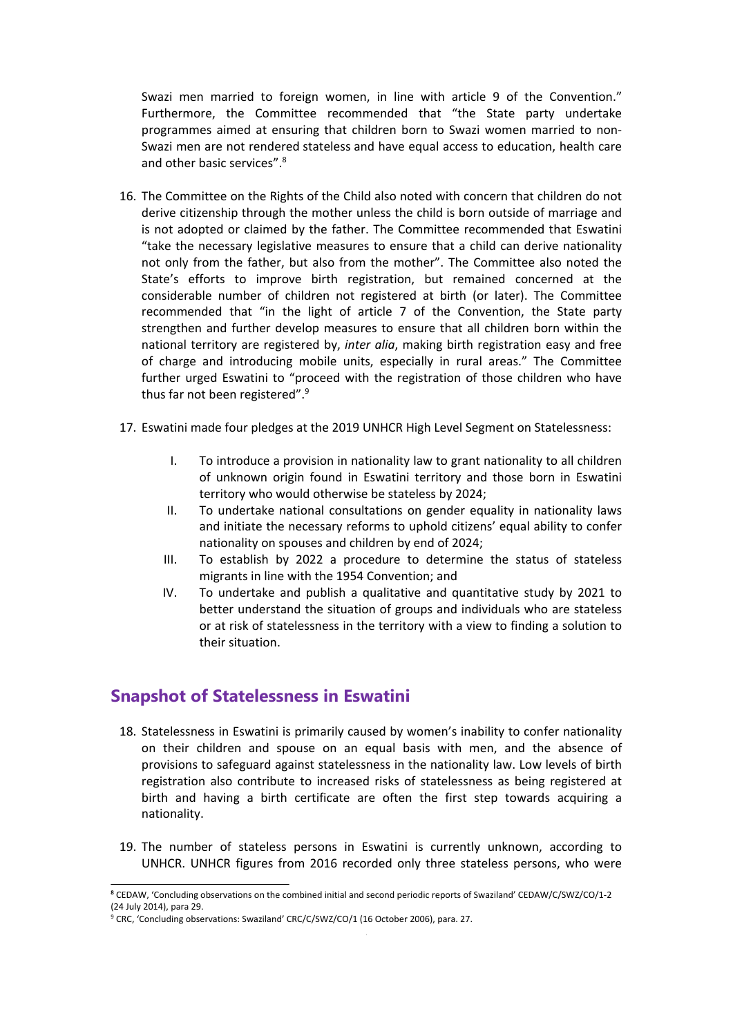Swazi men married to foreign women, in line with article 9 of the Convention." Furthermore, the Committee recommended that "the State party undertake programmes aimed at ensuring that children born to Swazi women married to non-Swazi men are not rendered stateless and have equal access to education, health care and other basic services".[8]

16. The Committee on the Rights of the Child also noted with concern that children do not derive citizenship through the mother unless the child is born outside of marriage and is not adopted or claimed by the father. The Committee recommended that Eswatini "take the necessary legislative measures to ensure that a child can derive nationality not only from the father, but also from the mother". The Committee also noted the State's efforts to improve birth registration, but remained concerned at the considerable number of children not registered at birth (or later). The Committee recommended that "in the light of article 7 of the Convention, the State party strengthen and further develop measures to ensure that all children born within the national territory are registered by, *inter alia*, making birth registration easy and free of charge and introducing mobile units, especially in rural areas." The Committee further urged Eswatini to "proceed with the registration of those children who have thus far not been registered".[9]

17. Eswatini made four pledges at the 2019 UNHCR High Level Segment on Statelessness:

    I. To introduce a provision in nationality law to grant nationality to all children of unknown origin found in Eswatini territory and those born in Eswatini territory who would otherwise be stateless by 2024;
    II. To undertake national consultations on gender equality in nationality laws and initiate the necessary reforms to uphold citizens' equal ability to confer nationality on spouses and children by end of 2024;
    III. To establish by 2022 a procedure to determine the status of stateless migrants in line with the 1954 Convention; and
    IV. To undertake and publish a qualitative and quantitative study by 2021 to better understand the situation of groups and individuals who are stateless or at risk of statelessness in the territory with a view to finding a solution to their situation.

## Snapshot of Statelessness in Eswatini

18. Statelessness in Eswatini is primarily caused by women's inability to confer nationality on their children and spouse on an equal basis with men, and the absence of provisions to safeguard against statelessness in the nationality law. Low levels of birth registration also contribute to increased risks of statelessness as being registered at birth and having a birth certificate are often the first step towards acquiring a nationality.

19. The number of stateless persons in Eswatini is currently unknown, according to UNHCR. UNHCR figures from 2016 recorded only three stateless persons, who were

---

[8] CEDAW, 'Concluding observations on the combined initial and second periodic reports of Swaziland' CEDAW/C/SWZ/CO/1-2 (24 July 2014), para 29.

[9] CRC, 'Concluding observations: Swaziland' CRC/C/SWZ/CO/1 (16 October 2006), para. 27.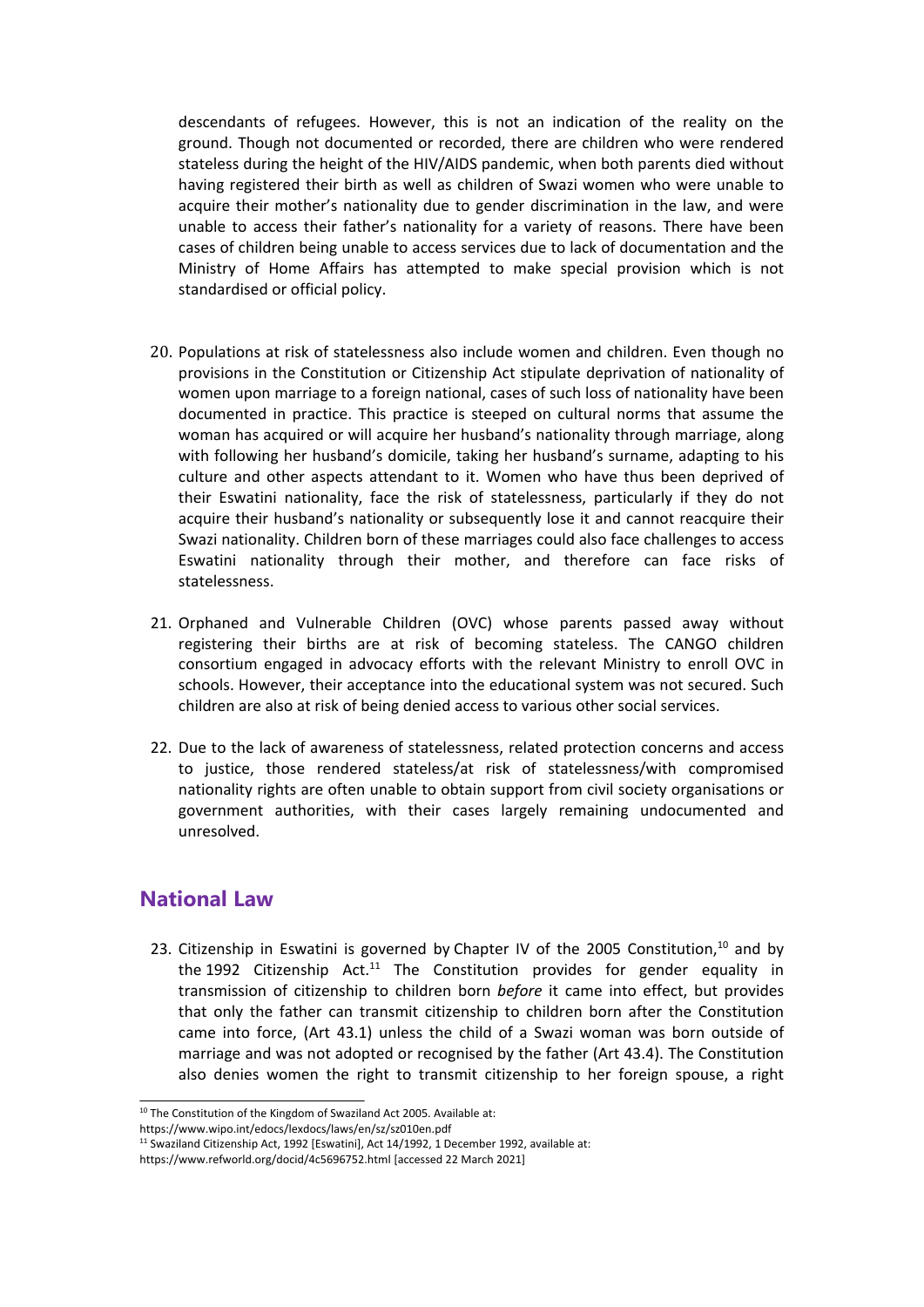descendants of refugees. However, this is not an indication of the reality on the ground. Though not documented or recorded, there are children who were rendered stateless during the height of the HIV/AIDS pandemic, when both parents died without having registered their birth as well as children of Swazi women who were unable to acquire their mother's nationality due to gender discrimination in the law, and were unable to access their father's nationality for a variety of reasons. There have been cases of children being unable to access services due to lack of documentation and the Ministry of Home Affairs has attempted to make special provision which is not standardised or official policy.

20. Populations at risk of statelessness also include women and children. Even though no provisions in the Constitution or Citizenship Act stipulate deprivation of nationality of women upon marriage to a foreign national, cases of such loss of nationality have been documented in practice. This practice is steeped on cultural norms that assume the woman has acquired or will acquire her husband's nationality through marriage, along with following her husband's domicile, taking her husband's surname, adapting to his culture and other aspects attendant to it. Women who have thus been deprived of their Eswatini nationality, face the risk of statelessness, particularly if they do not acquire their husband's nationality or subsequently lose it and cannot reacquire their Swazi nationality. Children born of these marriages could also face challenges to access Eswatini nationality through their mother, and therefore can face risks of statelessness.

21. Orphaned and Vulnerable Children (OVC) whose parents passed away without registering their births are at risk of becoming stateless. The CANGO children consortium engaged in advocacy efforts with the relevant Ministry to enroll OVC in schools. However, their acceptance into the educational system was not secured. Such children are also at risk of being denied access to various other social services.

22. Due to the lack of awareness of statelessness, related protection concerns and access to justice, those rendered stateless/at risk of statelessness/with compromised nationality rights are often unable to obtain support from civil society organisations or government authorities, with their cases largely remaining undocumented and unresolved.

## National Law

23. Citizenship in Eswatini is governed by Chapter IV of the 2005 Constitution,[10] and by the 1992 Citizenship Act.[11] The Constitution provides for gender equality in transmission of citizenship to children born *before* it came into effect, but provides that only the father can transmit citizenship to children born after the Constitution came into force, (Art 43.1) unless the child of a Swazi woman was born outside of marriage and was not adopted or recognised by the father (Art 43.4). The Constitution also denies women the right to transmit citizenship to her foreign spouse, a right

[10] The Constitution of the Kingdom of Swaziland Act 2005. Available at: https://www.wipo.int/edocs/lexdocs/laws/en/sz/sz010en.pdf

[11] Swaziland Citizenship Act, 1992 [Eswatini], Act 14/1992, 1 December 1992, available at: https://www.refworld.org/docid/4c5696752.html [accessed 22 March 2021]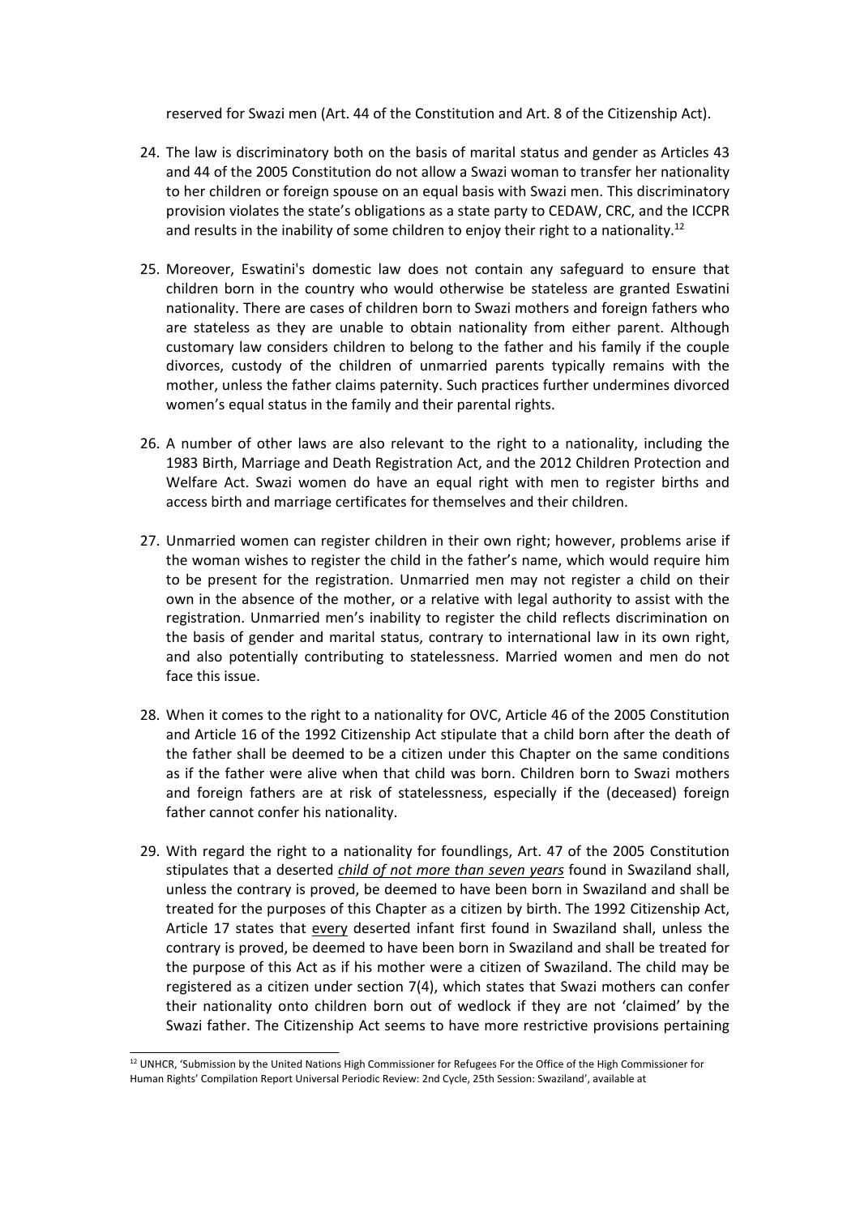reserved for Swazi men (Art. 44 of the Constitution and Art. 8 of the Citizenship Act).

24. The law is discriminatory both on the basis of marital status and gender as Articles 43 and 44 of the 2005 Constitution do not allow a Swazi woman to transfer her nationality to her children or foreign spouse on an equal basis with Swazi men. This discriminatory provision violates the state's obligations as a state party to CEDAW, CRC, and the ICCPR and results in the inability of some children to enjoy their right to a nationality.[12]

25. Moreover, Eswatini's domestic law does not contain any safeguard to ensure that children born in the country who would otherwise be stateless are granted Eswatini nationality. There are cases of children born to Swazi mothers and foreign fathers who are stateless as they are unable to obtain nationality from either parent. Although customary law considers children to belong to the father and his family if the couple divorces, custody of the children of unmarried parents typically remains with the mother, unless the father claims paternity. Such practices further undermines divorced women's equal status in the family and their parental rights.

26. A number of other laws are also relevant to the right to a nationality, including the 1983 Birth, Marriage and Death Registration Act, and the 2012 Children Protection and Welfare Act. Swazi women do have an equal right with men to register births and access birth and marriage certificates for themselves and their children.

27. Unmarried women can register children in their own right; however, problems arise if the woman wishes to register the child in the father's name, which would require him to be present for the registration. Unmarried men may not register a child on their own in the absence of the mother, or a relative with legal authority to assist with the registration. Unmarried men's inability to register the child reflects discrimination on the basis of gender and marital status, contrary to international law in its own right, and also potentially contributing to statelessness. Married women and men do not face this issue.

28. When it comes to the right to a nationality for OVC, Article 46 of the 2005 Constitution and Article 16 of the 1992 Citizenship Act stipulate that a child born after the death of the father shall be deemed to be a citizen under this Chapter on the same conditions as if the father were alive when that child was born. Children born to Swazi mothers and foreign fathers are at risk of statelessness, especially if the (deceased) foreign father cannot confer his nationality.

29. With regard the right to a nationality for foundlings, Art. 47 of the 2005 Constitution stipulates that a deserted ***child of not more than seven years*** found in Swaziland shall, unless the contrary is proved, be deemed to have been born in Swaziland and shall be treated for the purposes of this Chapter as a citizen by birth. The 1992 Citizenship Act, Article 17 states that every deserted infant first found in Swaziland shall, unless the contrary is proved, be deemed to have been born in Swaziland and shall be treated for the purpose of this Act as if his mother were a citizen of Swaziland. The child may be registered as a citizen under section 7(4), which states that Swazi mothers can confer their nationality onto children born out of wedlock if they are not 'claimed' by the Swazi father. The Citizenship Act seems to have more restrictive provisions pertaining

---

[12] UNHCR, 'Submission by the United Nations High Commissioner for Refugees For the Office of the High Commissioner for Human Rights' Compilation Report Universal Periodic Review: 2nd Cycle, 25th Session: Swaziland', available at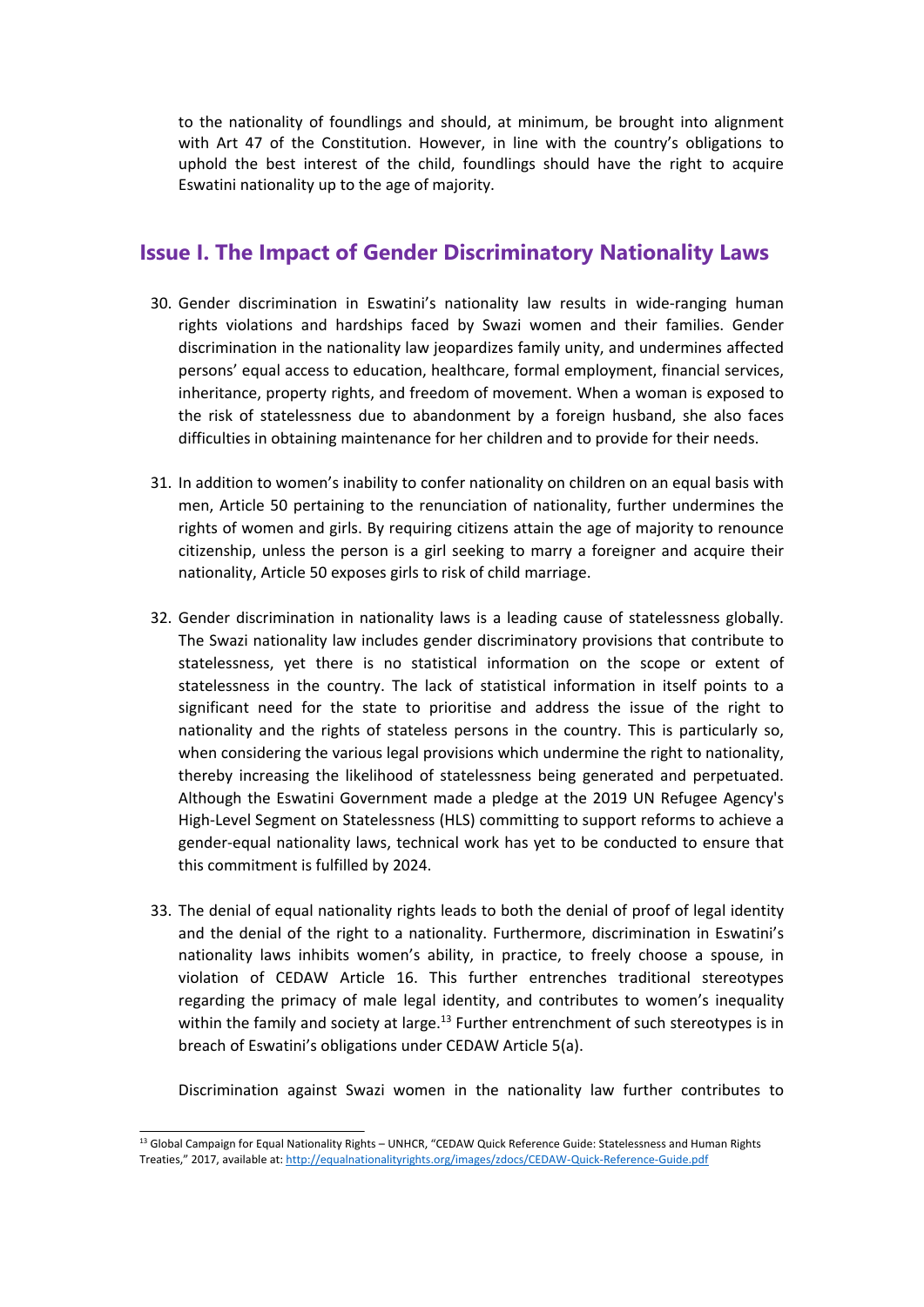to the nationality of foundlings and should, at minimum, be brought into alignment with Art 47 of the Constitution. However, in line with the country's obligations to uphold the best interest of the child, foundlings should have the right to acquire Eswatini nationality up to the age of majority.

## Issue I. The Impact of Gender Discriminatory Nationality Laws

30. Gender discrimination in Eswatini's nationality law results in wide-ranging human rights violations and hardships faced by Swazi women and their families. Gender discrimination in the nationality law jeopardizes family unity, and undermines affected persons' equal access to education, healthcare, formal employment, financial services, inheritance, property rights, and freedom of movement. When a woman is exposed to the risk of statelessness due to abandonment by a foreign husband, she also faces difficulties in obtaining maintenance for her children and to provide for their needs.

31. In addition to women's inability to confer nationality on children on an equal basis with men, Article 50 pertaining to the renunciation of nationality, further undermines the rights of women and girls. By requiring citizens attain the age of majority to renounce citizenship, unless the person is a girl seeking to marry a foreigner and acquire their nationality, Article 50 exposes girls to risk of child marriage.

32. Gender discrimination in nationality laws is a leading cause of statelessness globally. The Swazi nationality law includes gender discriminatory provisions that contribute to statelessness, yet there is no statistical information on the scope or extent of statelessness in the country. The lack of statistical information in itself points to a significant need for the state to prioritise and address the issue of the right to nationality and the rights of stateless persons in the country. This is particularly so, when considering the various legal provisions which undermine the right to nationality, thereby increasing the likelihood of statelessness being generated and perpetuated. Although the Eswatini Government made a pledge at the 2019 UN Refugee Agency's High-Level Segment on Statelessness (HLS) committing to support reforms to achieve a gender-equal nationality laws, technical work has yet to be conducted to ensure that this commitment is fulfilled by 2024.

33. The denial of equal nationality rights leads to both the denial of proof of legal identity and the denial of the right to a nationality. Furthermore, discrimination in Eswatini's nationality laws inhibits women's ability, in practice, to freely choose a spouse, in violation of CEDAW Article 16. This further entrenches traditional stereotypes regarding the primacy of male legal identity, and contributes to women's inequality within the family and society at large.[13] Further entrenchment of such stereotypes is in breach of Eswatini's obligations under CEDAW Article 5(a).

    Discrimination against Swazi women in the nationality law further contributes to

[13] Global Campaign for Equal Nationality Rights – UNHCR, "CEDAW Quick Reference Guide: Statelessness and Human Rights Treaties," 2017, available at: http://equalnationalityrights.org/images/zdocs/CEDAW-Quick-Reference-Guide.pdf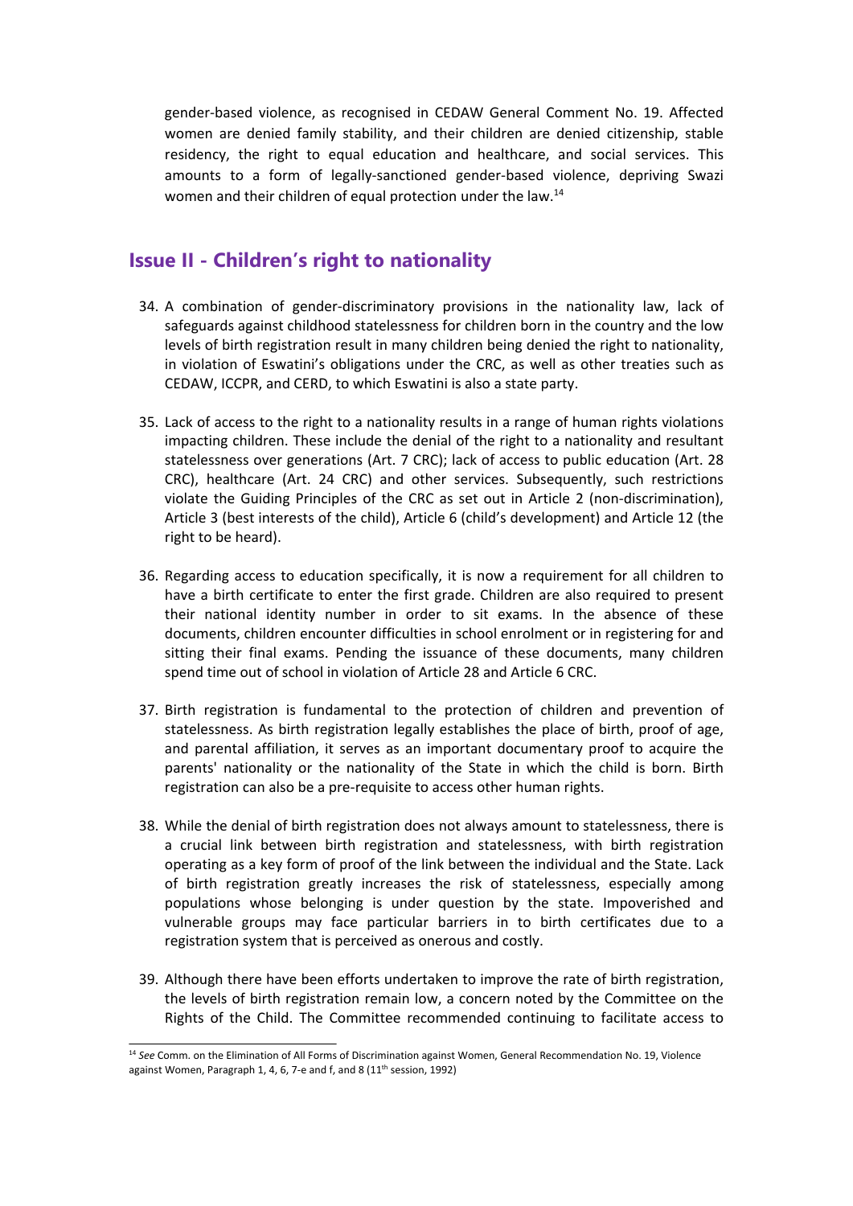gender-based violence, as recognised in CEDAW General Comment No. 19. Affected women are denied family stability, and their children are denied citizenship, stable residency, the right to equal education and healthcare, and social services. This amounts to a form of legally-sanctioned gender-based violence, depriving Swazi women and their children of equal protection under the law.[14]

## Issue II - Children's right to nationality

34. A combination of gender-discriminatory provisions in the nationality law, lack of safeguards against childhood statelessness for children born in the country and the low levels of birth registration result in many children being denied the right to nationality, in violation of Eswatini's obligations under the CRC, as well as other treaties such as CEDAW, ICCPR, and CERD, to which Eswatini is also a state party.

35. Lack of access to the right to a nationality results in a range of human rights violations impacting children. These include the denial of the right to a nationality and resultant statelessness over generations (Art. 7 CRC); lack of access to public education (Art. 28 CRC), healthcare (Art. 24 CRC) and other services. Subsequently, such restrictions violate the Guiding Principles of the CRC as set out in Article 2 (non-discrimination), Article 3 (best interests of the child), Article 6 (child's development) and Article 12 (the right to be heard).

36. Regarding access to education specifically, it is now a requirement for all children to have a birth certificate to enter the first grade. Children are also required to present their national identity number in order to sit exams. In the absence of these documents, children encounter difficulties in school enrolment or in registering for and sitting their final exams. Pending the issuance of these documents, many children spend time out of school in violation of Article 28 and Article 6 CRC.

37. Birth registration is fundamental to the protection of children and prevention of statelessness. As birth registration legally establishes the place of birth, proof of age, and parental affiliation, it serves as an important documentary proof to acquire the parents' nationality or the nationality of the State in which the child is born. Birth registration can also be a pre-requisite to access other human rights.

38. While the denial of birth registration does not always amount to statelessness, there is a crucial link between birth registration and statelessness, with birth registration operating as a key form of proof of the link between the individual and the State. Lack of birth registration greatly increases the risk of statelessness, especially among populations whose belonging is under question by the state. Impoverished and vulnerable groups may face particular barriers in to birth certificates due to a registration system that is perceived as onerous and costly.

39. Although there have been efforts undertaken to improve the rate of birth registration, the levels of birth registration remain low, a concern noted by the Committee on the Rights of the Child. The Committee recommended continuing to facilitate access to

---

[14] *See* Comm. on the Elimination of All Forms of Discrimination against Women, General Recommendation No. 19, Violence against Women, Paragraph 1, 4, 6, 7-e and f, and 8 (11th session, 1992)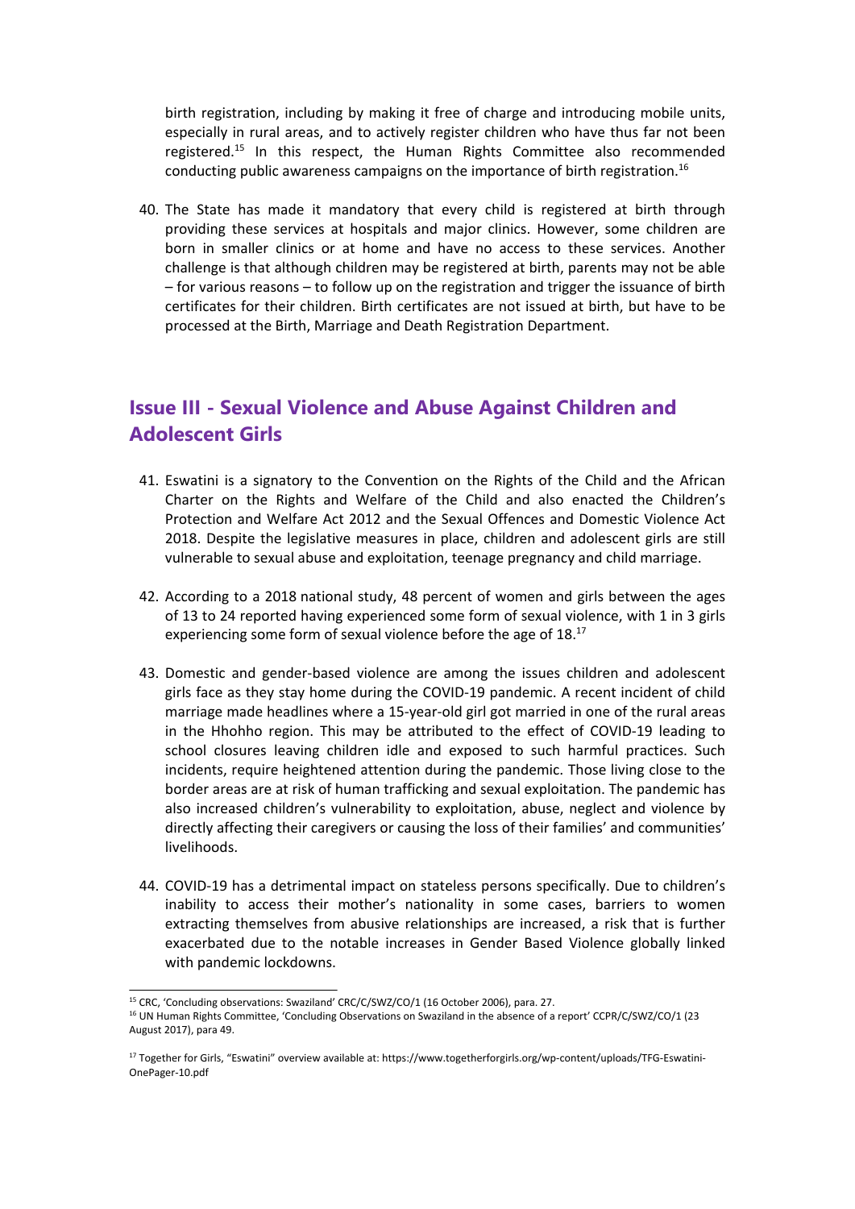birth registration, including by making it free of charge and introducing mobile units, especially in rural areas, and to actively register children who have thus far not been registered.[15] In this respect, the Human Rights Committee also recommended conducting public awareness campaigns on the importance of birth registration.[16]

40. The State has made it mandatory that every child is registered at birth through providing these services at hospitals and major clinics. However, some children are born in smaller clinics or at home and have no access to these services. Another challenge is that although children may be registered at birth, parents may not be able – for various reasons – to follow up on the registration and trigger the issuance of birth certificates for their children. Birth certificates are not issued at birth, but have to be processed at the Birth, Marriage and Death Registration Department.

## Issue III - Sexual Violence and Abuse Against Children and Adolescent Girls

41. Eswatini is a signatory to the Convention on the Rights of the Child and the African Charter on the Rights and Welfare of the Child and also enacted the Children's Protection and Welfare Act 2012 and the Sexual Offences and Domestic Violence Act 2018. Despite the legislative measures in place, children and adolescent girls are still vulnerable to sexual abuse and exploitation, teenage pregnancy and child marriage.

42. According to a 2018 national study, 48 percent of women and girls between the ages of 13 to 24 reported having experienced some form of sexual violence, with 1 in 3 girls experiencing some form of sexual violence before the age of 18.[17]

43. Domestic and gender-based violence are among the issues children and adolescent girls face as they stay home during the COVID-19 pandemic. A recent incident of child marriage made headlines where a 15-year-old girl got married in one of the rural areas in the Hhohho region. This may be attributed to the effect of COVID-19 leading to school closures leaving children idle and exposed to such harmful practices. Such incidents, require heightened attention during the pandemic. Those living close to the border areas are at risk of human trafficking and sexual exploitation. The pandemic has also increased children's vulnerability to exploitation, abuse, neglect and violence by directly affecting their caregivers or causing the loss of their families' and communities' livelihoods.

44. COVID-19 has a detrimental impact on stateless persons specifically. Due to children's inability to access their mother's nationality in some cases, barriers to women extracting themselves from abusive relationships are increased, a risk that is further exacerbated due to the notable increases in Gender Based Violence globally linked with pandemic lockdowns.

---

[15] CRC, 'Concluding observations: Swaziland' CRC/C/SWZ/CO/1 (16 October 2006), para. 27.

[16] UN Human Rights Committee, 'Concluding Observations on Swaziland in the absence of a report' CCPR/C/SWZ/CO/1 (23 August 2017), para 49.

[17] Together for Girls, "Eswatini" overview available at: https://www.togetherforgirls.org/wp-content/uploads/TFG-Eswatini-OnePager-10.pdf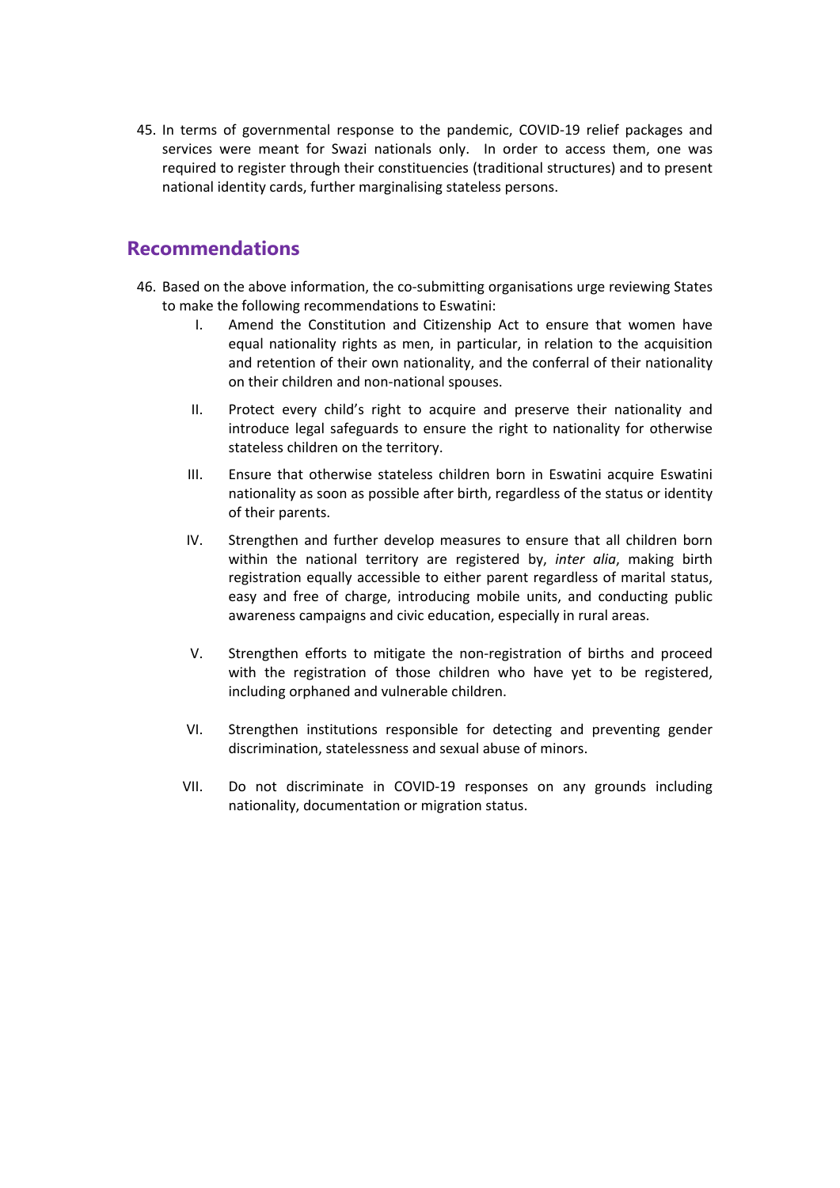45. In terms of governmental response to the pandemic, COVID-19 relief packages and services were meant for Swazi nationals only. In order to access them, one was required to register through their constituencies (traditional structures) and to present national identity cards, further marginalising stateless persons.

## Recommendations

46. Based on the above information, the co-submitting organisations urge reviewing States to make the following recommendations to Eswatini:

    I. Amend the Constitution and Citizenship Act to ensure that women have equal nationality rights as men, in particular, in relation to the acquisition and retention of their own nationality, and the conferral of their nationality on their children and non-national spouses.

    II. Protect every child's right to acquire and preserve their nationality and introduce legal safeguards to ensure the right to nationality for otherwise stateless children on the territory.

    III. Ensure that otherwise stateless children born in Eswatini acquire Eswatini nationality as soon as possible after birth, regardless of the status or identity of their parents.

    IV. Strengthen and further develop measures to ensure that all children born within the national territory are registered by, *inter alia*, making birth registration equally accessible to either parent regardless of marital status, easy and free of charge, introducing mobile units, and conducting public awareness campaigns and civic education, especially in rural areas.

    V. Strengthen efforts to mitigate the non-registration of births and proceed with the registration of those children who have yet to be registered, including orphaned and vulnerable children.

    VI. Strengthen institutions responsible for detecting and preventing gender discrimination, statelessness and sexual abuse of minors.

    VII. Do not discriminate in COVID-19 responses on any grounds including nationality, documentation or migration status.